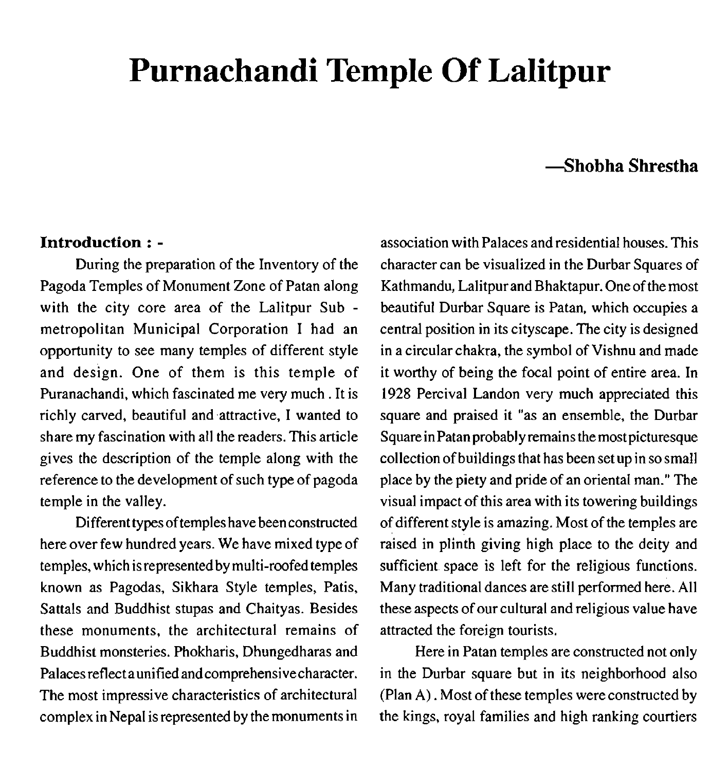# Purnachandi Temple Of Lalitpur

**—Shobha Shrestha**

### Introduction : -

During the preparation of the Inventory of the Pagoda Temples of Monument Zone of Patan along with the city core area of the Lalitpur Sub - metropolitan Municipal Corporation I had an opportunity to see many temples of different style and design. One of them is this temple of Puranachandi, which fascinated me very much . It is richly carved, beautiful and attractive, I wanted to share my fascination with all the readers. This article gives the description of the temple along with the reference to the development of such type of pagoda temple in the valley.

Different types of temples have been constructed here over few hundred years. We have mixed type of temples, which is represented by multi-roofed temples known as Pagodas, Sikhara Style temples, Patis, Sattals and Buddhist stupas and Chaityas. Besides these monuments, the architectural remains of Buddhist monsteries. Phokharis, Dhungedharas and Palaces reflect a unified and comprehensive character. The most impressive characteristics of architectural complex in Nepal is represented by the monuments in association with Palaces and residential houses. This character can be visualized in the Durbar Squares of Kathmandu, Lalitpur and Bhaktapur. One of the most beautiful Durbar Square is Patan, which occupies a central position in its cityscape. The city is designed in a circular chakra, the symbol of Vishnu and made it worthy of being the focal point of entire area. In 1928 Percival Landon very much appreciated this square and praised it "as an ensemble, the Durbar Square in Patan probably remains the most picturesque collection of buildings that has been set up in so small place by the piety and pride of an oriental man." The visual impact of this area with its towering buildings of different style is amazing. Most of the temples are raised in plinth giving high place to the deity and sufficient space is left for the religious functions. Many traditional dances are still performed here. All these aspects of our cultural and religious value have attracted the foreign tourists.

Here in Patan temples are constructed not only in the Durbar square but in its neighborhood also (Plan A) . Most of these temples were constructed by the kings, royal families and high ranking courtiers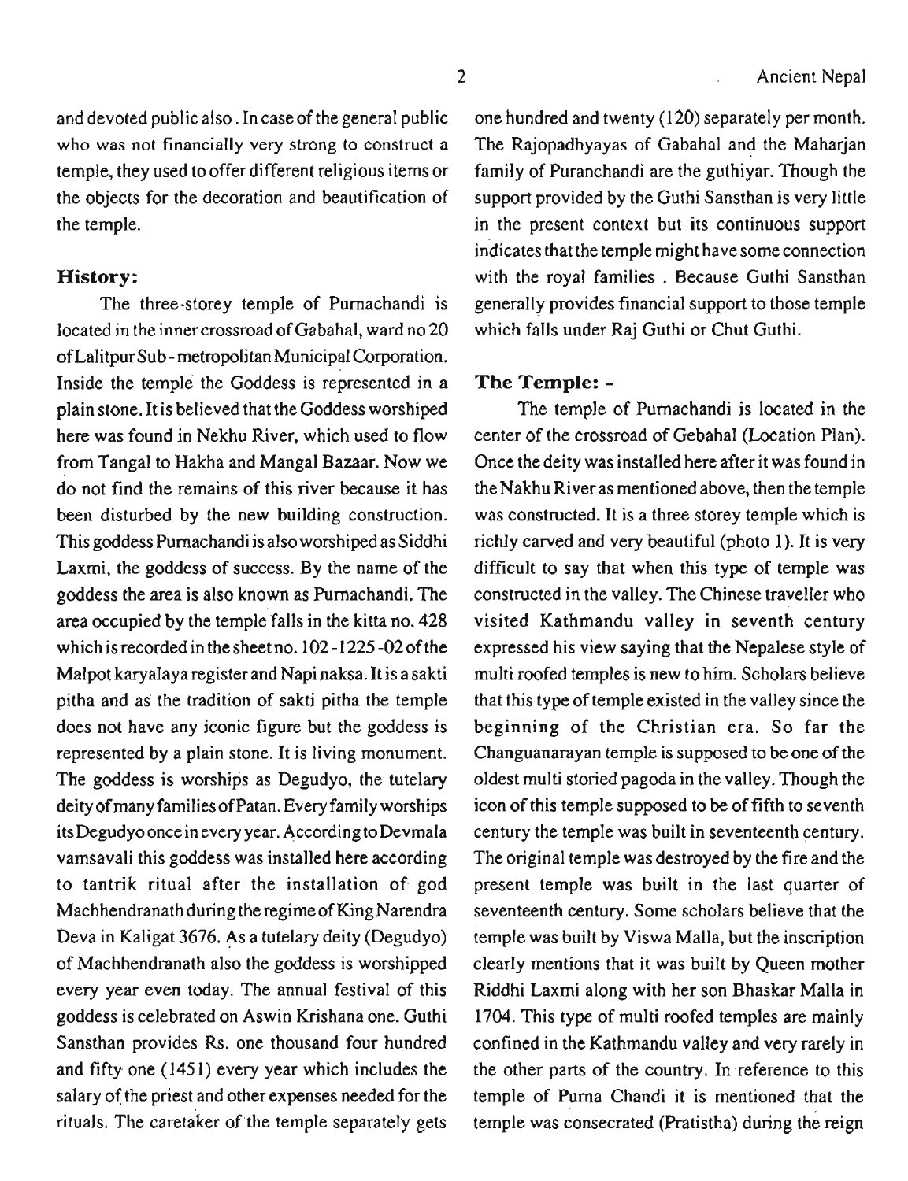and devoted public also. In case of the general public who was not financially very strong to construct a temple, they used to offer different religious items or the objects for the decoration and beautification of the temple.

### History:

The three-storey temple of Purnachandi is located in the inner crossroad of Gabahal, ward no 20 of Lalitpur Sub-metropolitan Municipal Corporation. Inside the temple the Goddess is represented in a plain stone. It is believed that the Goddess worshiped here was found in Nekhu River, which used to flow from Tangal to Hakha and Mangal Bazaar. Now we do not find the remains of this river because it has been disturbed by the new building construction. This goddess Purnachandi is also worshiped as Siddhi Laxmi, the goddess of success. By the name of the goddess the area is also known as Purnachandi. The area occupied by the temple falls in the kitta no. 428 which is recorded in the sheet no. 102-1225-02 of the Malpot karyalaya register and Napi naksa. It is a sakti pitha and as the tradition of sakti pitha the temple does not have any iconic figure but the goddess is represented by a plain stone. It is living monument. The goddess is worships as Degudyo, the tutelary deity of many families of Patan. Every family worships its Degudyo once in every year. According to Devmala vamsavali this goddess was installed here according to tantrik ritual after the installation of god Machhendranath during the regime of King Narendra Deva in Kaligat 3676. As a tutelary deity (Degudyo) of Machhendranath also the goddess is worshipped every year even today. The annual festival of this goddess is celebrated on Aswin Krishana one. Guthi Sansthan provides Rs. one thousand four hundred and fifty one (1451) every year which includes the salary of the priest and other expenses needed for the rituals. The caretaker of the temple separately gets one hundred and twenty (120) separately per month. The Rajopadhyayas of Gabahal and the Maharjan family of Puranchandi are the guthiyar. Though the support provided by the Guthi Sansthan is very little in the present context but its continuous support indicates that the temple might have some connection with the royal families. Because Guthi Sansthan generally provides financial support to those temple which falls under Raj Guthi or Chut Guthi.

### The Temple: -

The temple of Purnachandi is located in the center of the crossroad of Gebahal (Location Plan). Once the deity was installed here after it was found in the Nakhu River as mentioned above, then the temple was constructed. It is a three storey temple which is richly carved and very beautiful (photo 1). It is very difficult to say that when this type of temple was constructed in the valley. The Chinese traveller who visited Kathmandu valley in seventh century expressed his view saying that the Nepalese style of multi roofed temples is new to him. Scholars believe that this type of temple existed in the valley since the beginning of the Christian era. So far the Changuanarayan temple is supposed to be one of the oldest multi storied pagoda in the valley. Though the icon of this temple supposed to be of fifth to seventh century the temple was built in seventeenth century. The original temple was destroyed by the fire and the present temple was built in the last quarter of seventeenth century. Some scholars believe that the temple was built by Viswa Malla, but the inscription clearly mentions that it was built by Queen mother Riddhi Laxmi along with her son Bhaskar Malla in 1704. This type of multi roofed temples are mainly confined in the Kathmandu valley and very rarely in the other parts of the country. In reference to this temple of Purna Chandi it is mentioned that the temple was consecrated (Pratistha) during the reign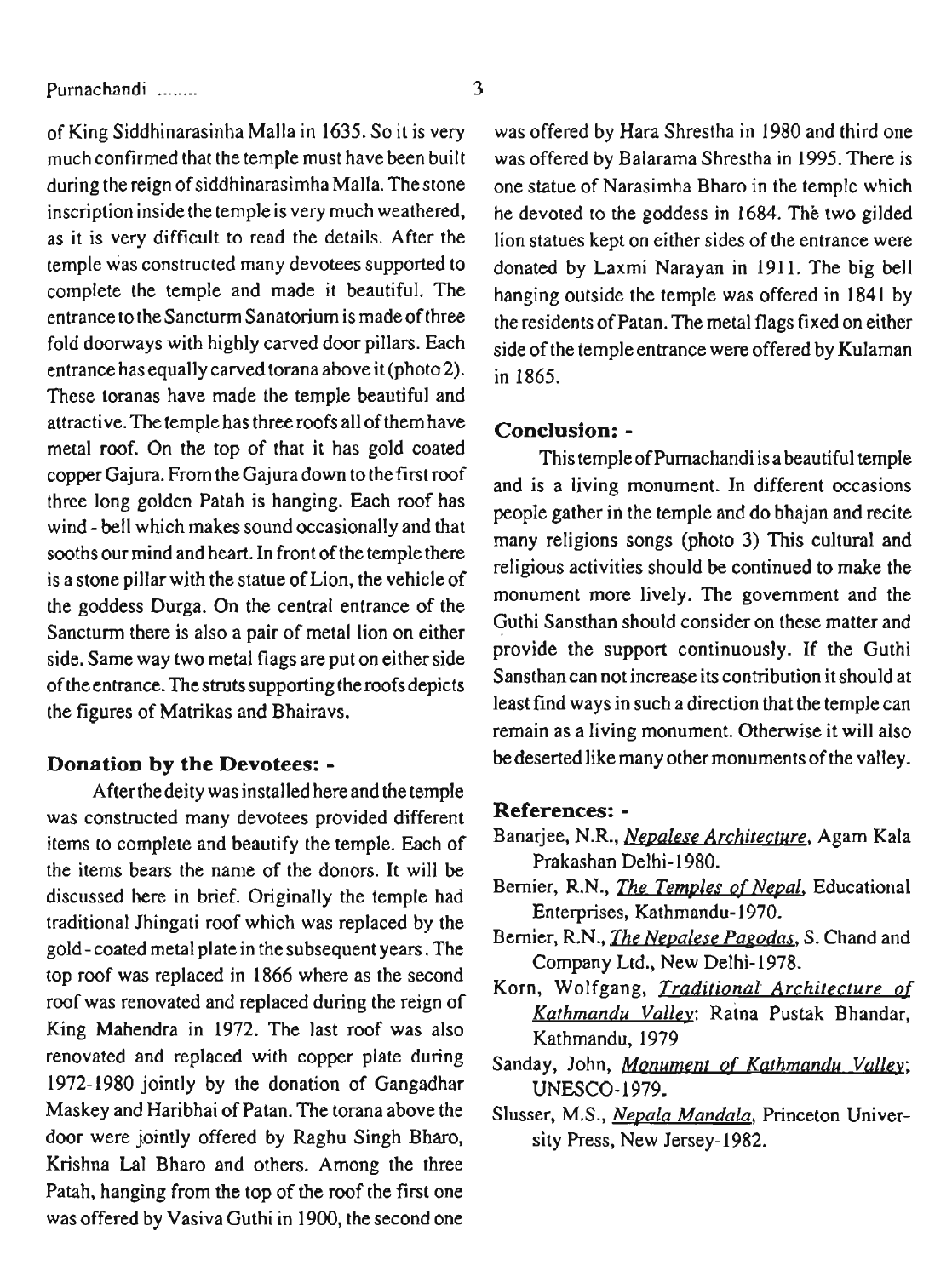of King Siddhinarasinha Malla in 1635. So it is very much confirmed that the temple must have been built during the reign of siddhinarasimha Malla. The stone inscription inside the temple is very much weathered, as it is very difficult to read the details. After the temple was constructed many devotees supported to complete the temple and made it beautiful. The entrance to the Sancturm Sanatorium is made of three fold doorways with highly carved door pillars. Each entrance has equally carved torana above it (photo 2). These toranas have made the temple beautiful and attractive. The temple has three roofs all of them have metal roof. On the top of that it has gold coated copper Gajura. From the Gajura down to the first roof three long golden Patah is hanging. Each roof has wind - bell which makes sound occasionally and that sooths our mind and heart. In front of the temple there is a stone pillar with the statue of Lion, the vehicle of the goddess Durga. On the central entrance of the Sancturm there is also a pair of metal lion on either side. Same way two metal flags are put on either side of the entrance. The struts supporting the roofs depicts the figures of Matrikas and Bhairavs.

## Donation by the Devotees: -

After the deity was installed here and the temple was constructed many devotees provided different items to complete and beautify the temple. Each of the items bears the name of the donors. It will be discussed here in brief. Originally the temple had traditional Jhingati roof which was replaced by the gold - coated metal plate in the subsequent years. The top roof was replaced in 1866 where as the second roof was renovated and replaced during the reign of King Mahendra in 1972. The last roof was also renovated and replaced with copper plate during 1972-1980 jointly by the donation of Gangadhar Maskey and Haribhai of Patan. The torana above the door were jointly offered by Raghu Singh Bharo, Krishna Lal Bharo and others. Among the three Patah, hanging from the top of the roof the first one was offered by Vasiva Guthi in 1900, the second one was offered by Hara Shrestha in 1980 and third one was offered by Balarama Shrestha in 1995. There is one statue of Narasimha Bharo in the temple which he devoted to the goddess in 1684. The two gilded lion statues kept on either sides of the entrance were donated by Laxmi Narayan in 1911. The big bell hanging outside the temple was offered in 1841 by the residents of Patan. The metal flags fixed on either side of the temple entrance were offered by Kulaman in 1865.

## Conclusion: -

This temple of Purnachandi is a beautiful temple and is a living monument. In different occasions people gather in the temple and do bhajan and recite many religions songs (photo 3) This cultural and religious activities should be continued to make the monument more lively. The government and the Guthi Sansthan should consider on these matter and provide the support continuously. If the Guthi Sansthan can not increase its contribution it should at least find ways in such a direction that the temple can remain as a living monument. Otherwise it will also be deserted like many other monuments of the valley.

## References: -

Banarjee, N.R., *Nepalese Architecture*, Agam Kala Prakashan Delhi-1980.

Bernier, R.N., *The Temples of Nepal*, Educational Enterprises, Kathmandu-1970.

Bernier, R.N., *The Nepalese Pagodas*, S. Chand and Company Ltd., New Delhi-1978.

Korn, Wolfgang, *Traditional Architecture of Kathmandu Valley*: Ratna Pustak Bhandar, Kathmandu, 1979

Sanday, John, *Monument of Kathmandu Valley*; UNESCO-1979.

Slusser, M.S., *Nepala Mandala*, Princeton University Press, New Jersey-1982.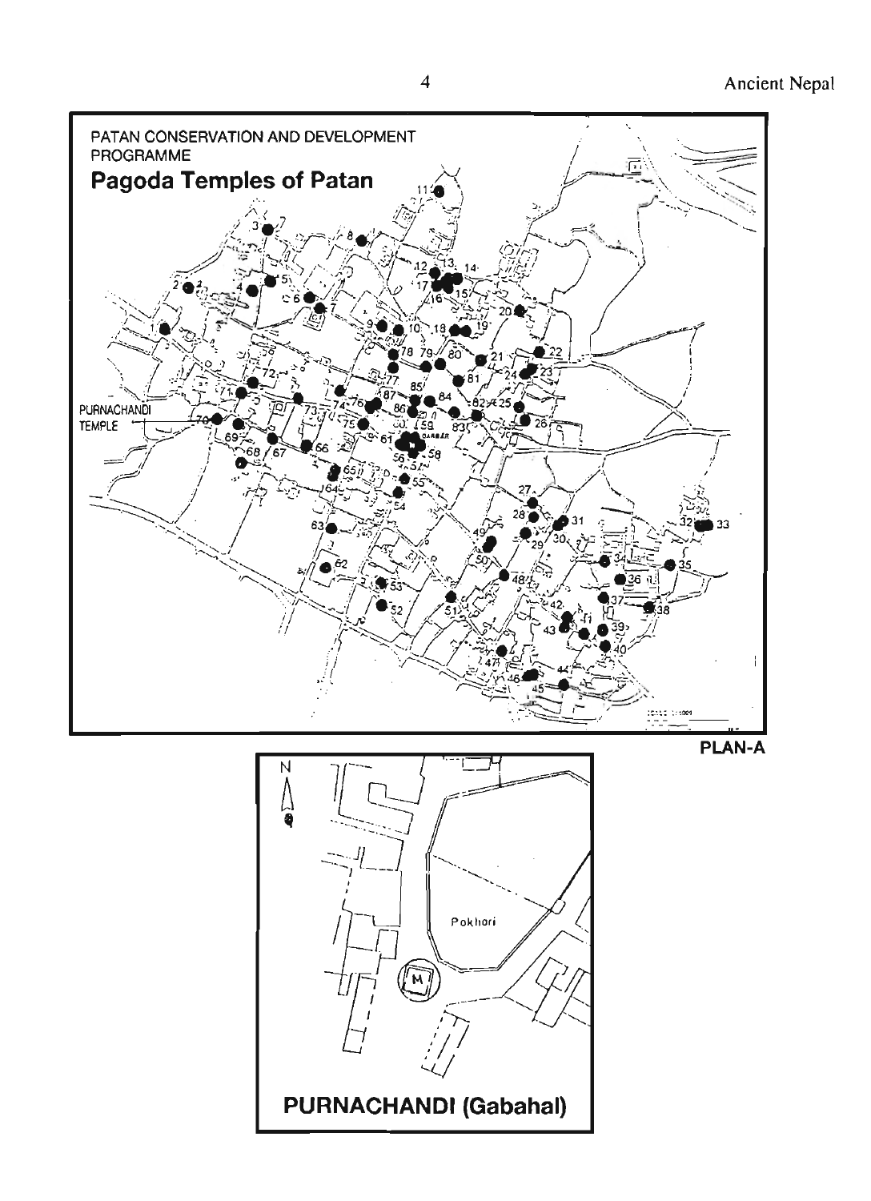PATAN CONSERVATION AND DEVELOPMENT PROGRAMME

**Pagoda Temples of Patan**

PURNACHANDI TEMPLE

PLAN-A

Pokhari

**PURNACHANDI (Gabahal)**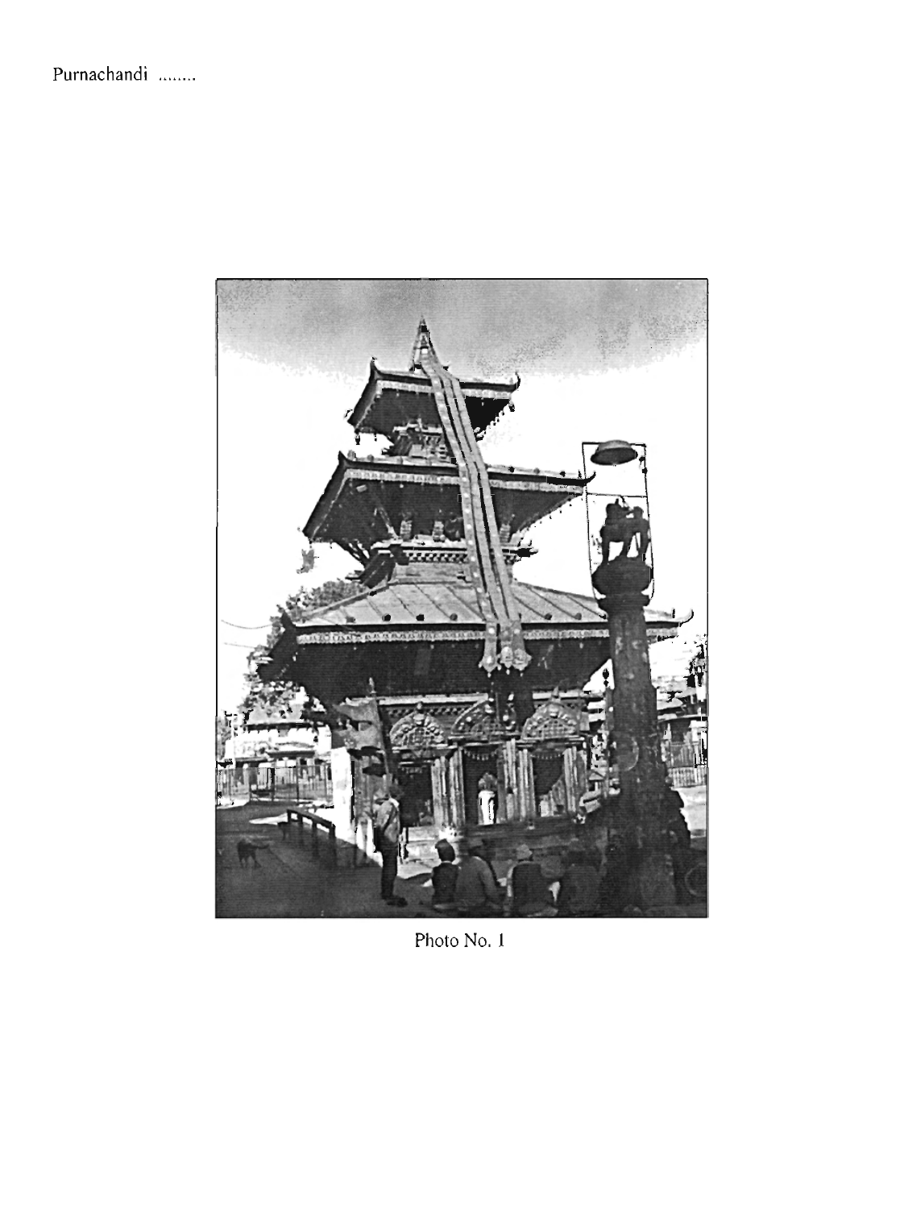Photo No. 1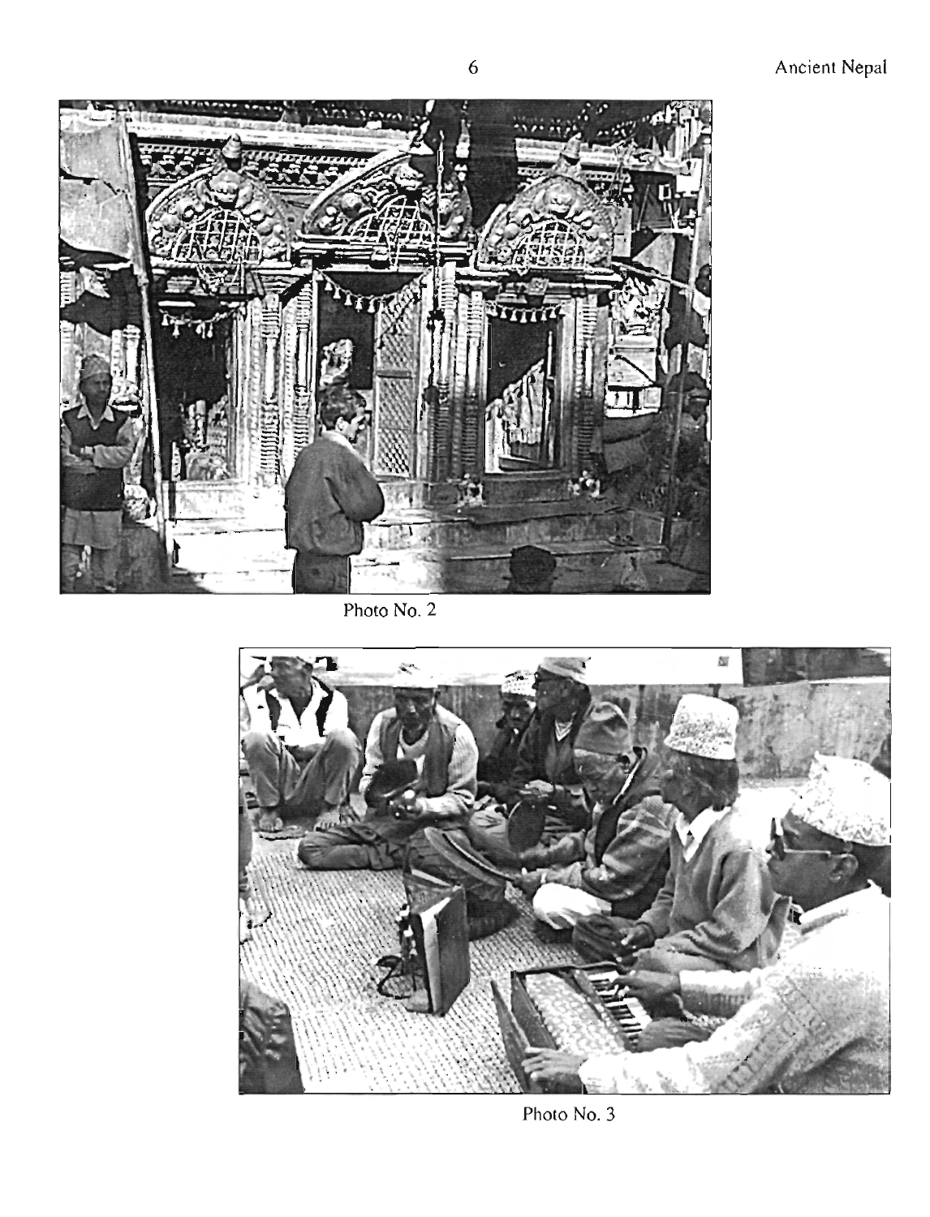Photo No. 2

Photo No. 3